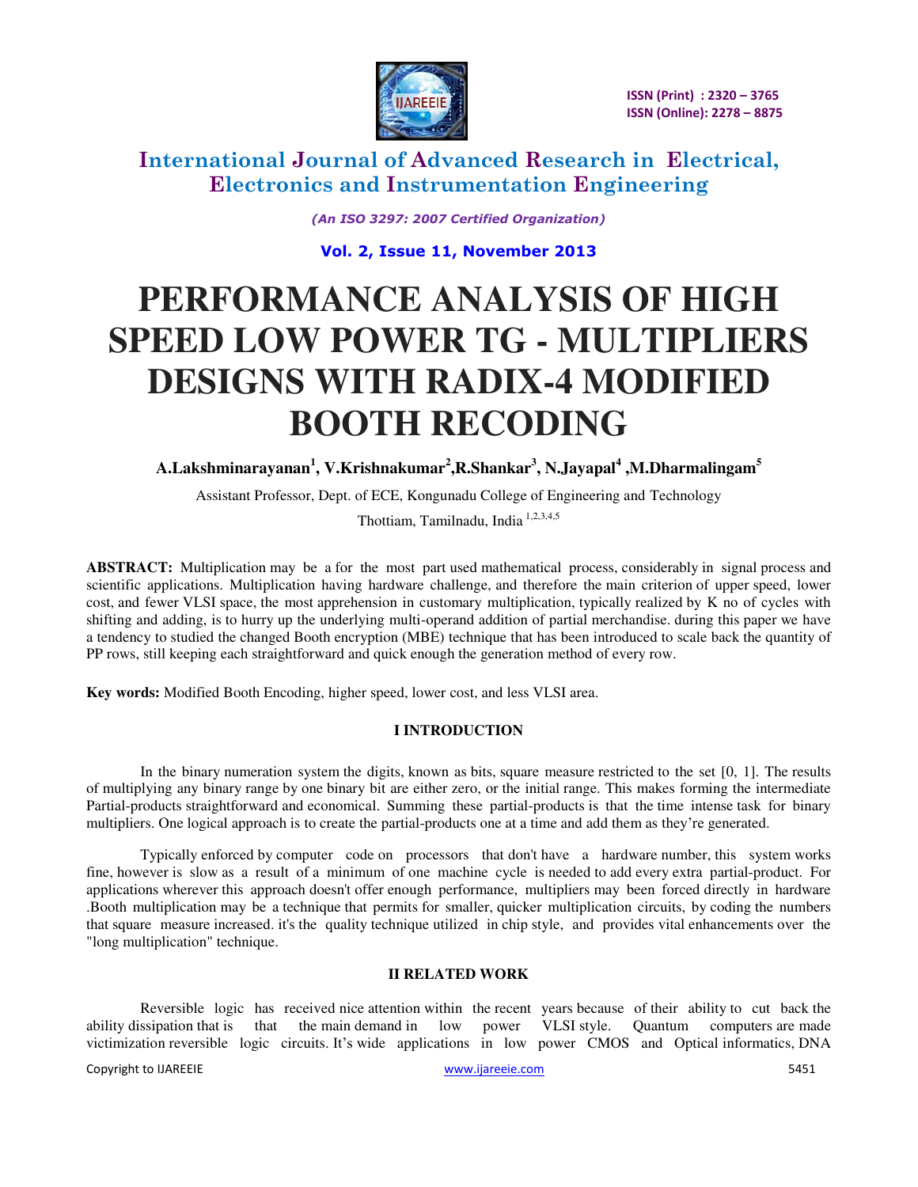# PERFORMANCE ANALYSIS OF HIGH SPEED LOW POWER TG - MULTIPLIERS DESIGNS WITH RADIX-4 MODIFIED BOOTH RECODING

**A.Lakshminarayanan[1], V.Krishnakumar[2],R.Shankar[3], N.Jayapal[4] ,M.Dharmalingam[5]**

Assistant Professor, Dept. of ECE, Kongunadu College of Engineering and Technology

Thottiam, Tamilnadu, India [1,2,3,4,5]

**ABSTRACT:** Multiplication may be a for the most part used mathematical process, considerably in signal process and scientific applications. Multiplication having hardware challenge, and therefore the main criterion of upper speed, lower cost, and fewer VLSI space, the most apprehension in customary multiplication, typically realized by K no of cycles with shifting and adding, is to hurry up the underlying multi-operand addition of partial merchandise. during this paper we have a tendency to studied the changed Booth encryption (MBE) technique that has been introduced to scale back the quantity of PP rows, still keeping each straightforward and quick enough the generation method of every row.

**Key words:** Modified Booth Encoding, higher speed, lower cost, and less VLSI area.

## I INTRODUCTION

In the binary numeration system the digits, known as bits, square measure restricted to the set [0, 1]. The results of multiplying any binary range by one binary bit are either zero, or the initial range. This makes forming the intermediate Partial-products straightforward and economical. Summing these partial-products is that the time intense task for binary multipliers. One logical approach is to create the partial-products one at a time and add them as they're generated.

Typically enforced by computer code on processors that don't have a hardware number, this system works fine, however is slow as a result of a minimum of one machine cycle is needed to add every extra partial-product. For applications wherever this approach doesn't offer enough performance, multipliers may been forced directly in hardware .Booth multiplication may be a technique that permits for smaller, quicker multiplication circuits, by coding the numbers that square measure increased. it's the quality technique utilized in chip style, and provides vital enhancements over the "long multiplication" technique.

## II RELATED WORK

Reversible logic has received nice attention within the recent years because of their ability to cut back the ability dissipation that is that the main demand in low power VLSI style. Quantum computers are made victimization reversible logic circuits. It's wide applications in low power CMOS and Optical informatics, DNA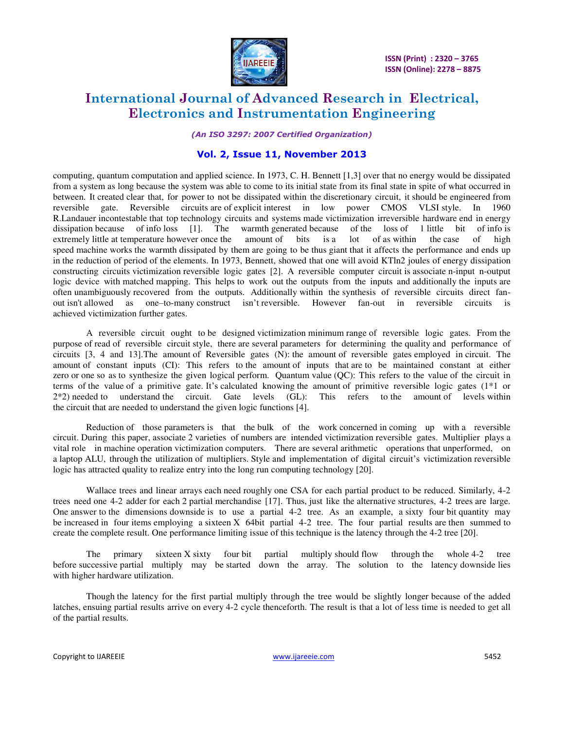computing, quantum computation and applied science. In 1973, C. H. Bennett [1,3] over that no energy would be dissipated from a system as long because the system was able to come to its initial state from its final state in spite of what occurred in between. It created clear that, for power to not be dissipated within the discretionary circuit, it should be engineered from reversible gate. Reversible circuits are of explicit interest in low power CMOS VLSI style. In 1960 R.Landauer incontestable that top technology circuits and systems made victimization irreversible hardware end in energy dissipation because of info loss [1]. The warmth generated because of the loss of 1 little bit of info is extremely little at temperature however once the amount of bits is a lot of as within the case of high speed machine works the warmth dissipated by them are going to be thus giant that it affects the performance and ends up in the reduction of period of the elements. In 1973, Bennett, showed that one will avoid KTln2 joules of energy dissipation constructing circuits victimization reversible logic gates [2]. A reversible computer circuit is associate n-input n-output logic device with matched mapping. This helps to work out the outputs from the inputs and additionally the inputs are often unambiguously recovered from the outputs. Additionally within the synthesis of reversible circuits direct fan-out isn't allowed as one–to-many construct isn't reversible. However fan-out in reversible circuits is achieved victimization further gates.

A reversible circuit ought to be designed victimization minimum range of reversible logic gates. From the purpose of read of reversible circuit style, there are several parameters for determining the quality and performance of circuits [3, 4 and 13].The amount of Reversible gates (N): the amount of reversible gates employed in circuit. The amount of constant inputs (CI): This refers to the amount of inputs that are to be maintained constant at either zero or one so as to synthesize the given logical perform. Quantum value (QC): This refers to the value of the circuit in terms of the value of a primitive gate. It's calculated knowing the amount of primitive reversible logic gates (1*1 or 2*2) needed to understand the circuit. Gate levels (GL): This refers to the amount of levels within the circuit that are needed to understand the given logic functions [4].

Reduction of those parameters is that the bulk of the work concerned in coming up with a reversible circuit. During this paper, associate 2 varieties of numbers are intended victimization reversible gates. Multiplier plays a vital role in machine operation victimization computers. There are several arithmetic operations that unperformed, on a laptop ALU, through the utilization of multipliers. Style and implementation of digital circuit's victimization reversible logic has attracted quality to realize entry into the long run computing technology [20].

Wallace trees and linear arrays each need roughly one CSA for each partial product to be reduced. Similarly, 4-2 trees need one 4-2 adder for each 2 partial merchandise [17]. Thus, just like the alternative structures, 4-2 trees are large. One answer to the dimensions downside is to use a partial 4-2 tree. As an example, a sixty four bit quantity may be increased in four items employing a sixteen X 64bit partial 4-2 tree. The four partial results are then summed to create the complete result. One performance limiting issue of this technique is the latency through the 4-2 tree [20].

The primary sixteen X sixty four bit partial multiply should flow through the whole 4-2 tree before successive partial multiply may be started down the array. The solution to the latency downside lies with higher hardware utilization.

Though the latency for the first partial multiply through the tree would be slightly longer because of the added latches, ensuing partial results arrive on every 4-2 cycle thenceforth. The result is that a lot of less time is needed to get all of the partial results.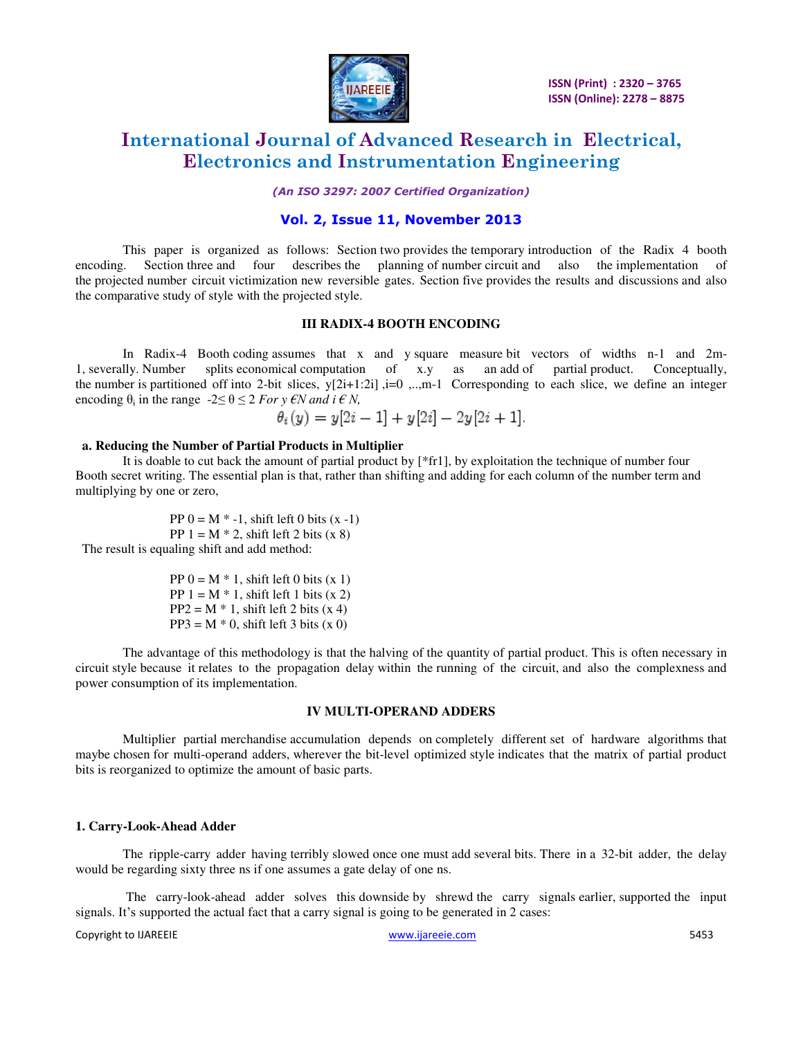This paper is organized as follows: Section two provides the temporary introduction of the Radix 4 booth encoding. Section three and four describes the planning of number circuit and also the implementation of the projected number circuit victimization new reversible gates. Section five provides the results and discussions and also the comparative study of style with the projected style.

### III RADIX-4 BOOTH ENCODING

In Radix-4 Booth coding assumes that x and y square measure bit vectors of widths n-1 and 2m-1, severally. Number splits economical computation of x.y as an add of partial product. Conceptually, the number is partitioned off into 2-bit slices, y[2i+1:2i] ,i=0 ,..,m-1 Corresponding to each slice, we define an integer encoding $\theta_i$ in the range $-2 \leq \theta \leq 2$ *For y €N and i € N,*

$$\theta_i(y) = y[2i-1] + y[2i] - 2y[2i+1].$$

#### a. Reducing the Number of Partial Products in Multiplier

It is doable to cut back the amount of partial product by [*fr1], by exploitation the technique of number four Booth secret writing. The essential plan is that, rather than shifting and adding for each column of the number term and multiplying by one or zero,

PP 0 = M * -1, shift left 0 bits (x -1)
PP 1 = M * 2, shift left 2 bits (x 8)

The result is equaling shift and add method:

PP 0 = M * 1, shift left 0 bits (x 1)
PP 1 = M * 1, shift left 1 bits (x 2)
PP2 = M * 1, shift left 2 bits (x 4)
PP3 = M * 0, shift left 3 bits (x 0)

The advantage of this methodology is that the halving of the quantity of partial product. This is often necessary in circuit style because it relates to the propagation delay within the running of the circuit, and also the complexness and power consumption of its implementation.

### IV MULTI-OPERAND ADDERS

Multiplier partial merchandise accumulation depends on completely different set of hardware algorithms that maybe chosen for multi-operand adders, wherever the bit-level optimized style indicates that the matrix of partial product bits is reorganized to optimize the amount of basic parts.

#### 1. Carry-Look-Ahead Adder

The ripple-carry adder having terribly slowed once one must add several bits. There in a 32-bit adder, the delay would be regarding sixty three ns if one assumes a gate delay of one ns.

The carry-look-ahead adder solves this downside by shrewd the carry signals earlier, supported the input signals. It's supported the actual fact that a carry signal is going to be generated in 2 cases: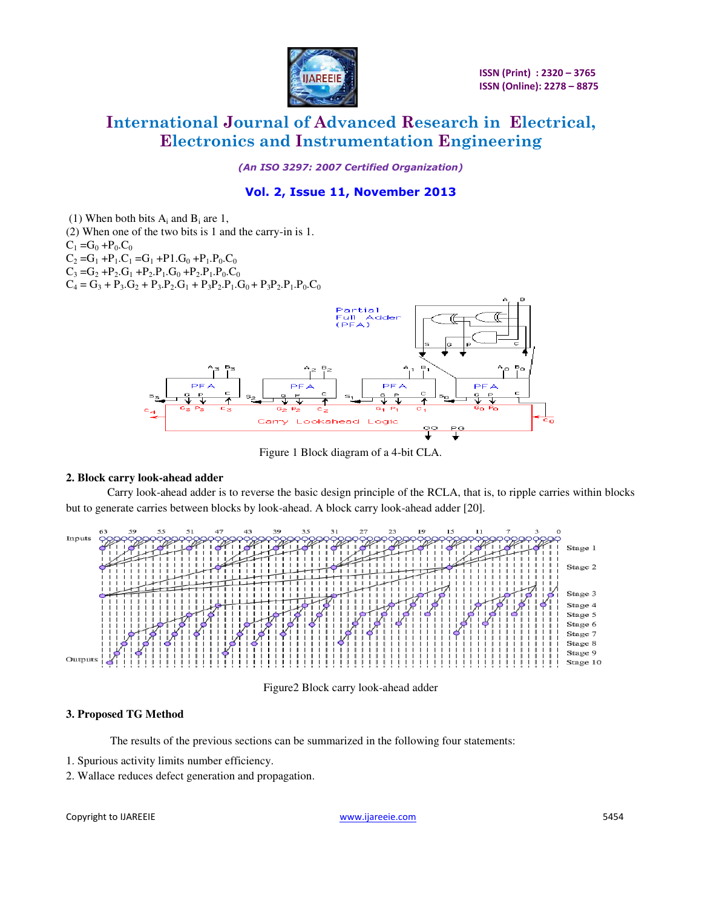(1) When both bits $A_i$ and $B_i$ are 1,

(2) When one of the two bits is 1 and the carry-in is 1.

$C_1 = G_0 + P_0.C_0$

$C_2 = G_1 + P_1.C_1 = G_1 + P1.G_0 + P_1.P_0.C_0$

$C_3 = G_2 + P_2.G_1 + P_2.P_1.G_0 + P_2.P_1.P_0.C_0$

$C_4 = G_3 + P_3.G_2 + P_3.P_2.G_1 + P_3P_2.P_1.G_0 + P_3P_2.P_1.P_0.C_0$

Figure 1 Block diagram of a 4-bit CLA.

### 2. Block carry look-ahead adder

Carry look-ahead adder is to reverse the basic design principle of the RCLA, that is, to ripple carries within blocks but to generate carries between blocks by look-ahead. A block carry look-ahead adder [20].

Figure2 Block carry look-ahead adder

### 3. Proposed TG Method

The results of the previous sections can be summarized in the following four statements:

1. Spurious activity limits number efficiency.
2. Wallace reduces defect generation and propagation.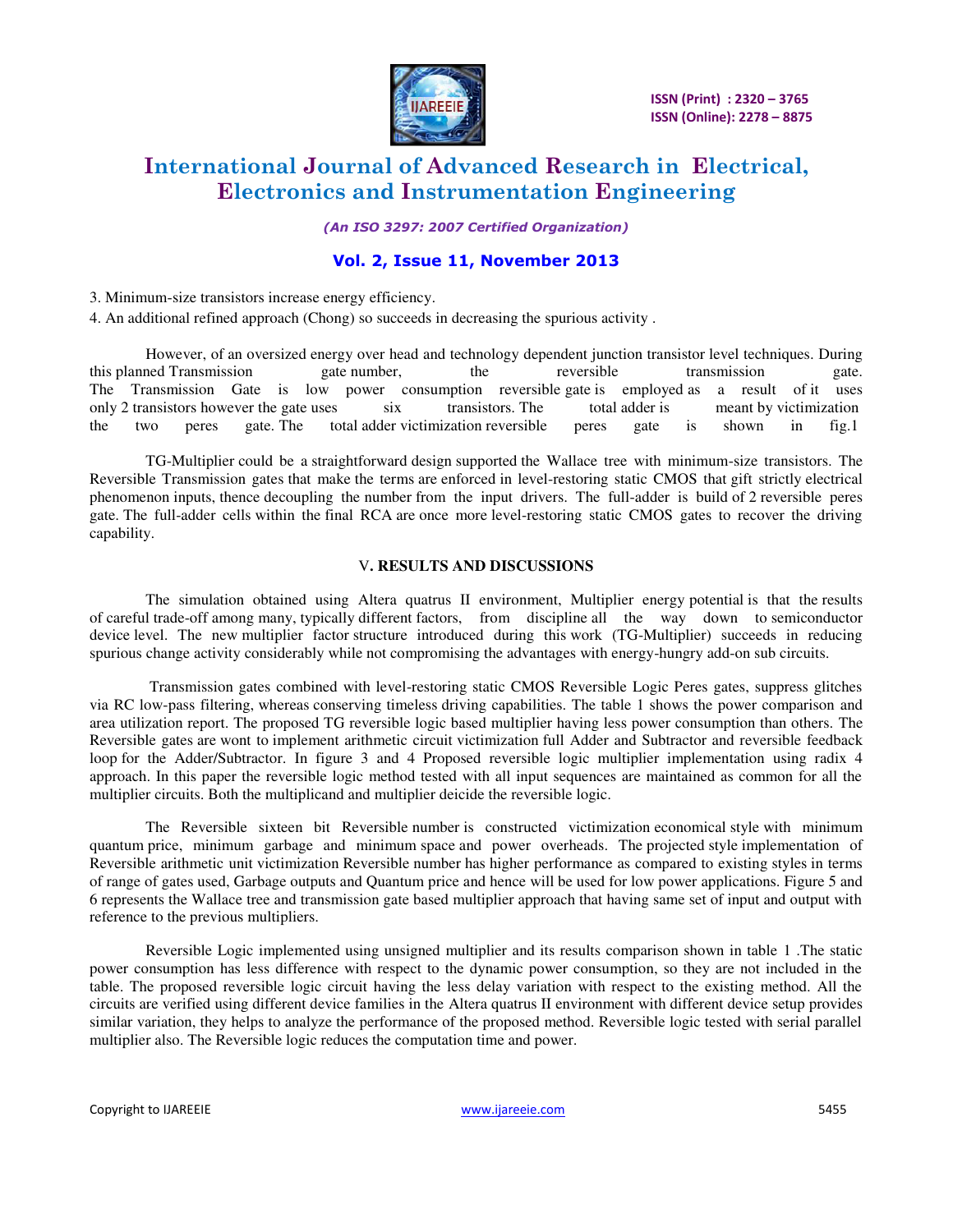3. Minimum-size transistors increase energy efficiency.

4. An additional refined approach (Chong) so succeeds in decreasing the spurious activity .

However, of an oversized energy over head and technology dependent junction transistor level techniques. During this planned Transmission gate number, the reversible transmission gate. The Transmission Gate is low power consumption reversible gate is employed as a result of it uses only 2 transistors however the gate uses six transistors. The total adder is meant by victimization the two peres gate. The total adder victimization reversible peres gate is shown in fig.1

TG-Multiplier could be a straightforward design supported the Wallace tree with minimum-size transistors. The Reversible Transmission gates that make the terms are enforced in level-restoring static CMOS that gift strictly electrical phenomenon inputs, thence decoupling the number from the input drivers. The full-adder is build of 2 reversible peres gate. The full-adder cells within the final RCA are once more level-restoring static CMOS gates to recover the driving capability.

### V. RESULTS AND DISCUSSIONS

The simulation obtained using Altera quatrus II environment, Multiplier energy potential is that the results of careful trade-off among many, typically different factors, from discipline all the way down to semiconductor device level. The new multiplier factor structure introduced during this work (TG-Multiplier) succeeds in reducing spurious change activity considerably while not compromising the advantages with energy-hungry add-on sub circuits.

Transmission gates combined with level-restoring static CMOS Reversible Logic Peres gates, suppress glitches via RC low-pass filtering, whereas conserving timeless driving capabilities. The table 1 shows the power comparison and area utilization report. The proposed TG reversible logic based multiplier having less power consumption than others. The Reversible gates are wont to implement arithmetic circuit victimization full Adder and Subtractor and reversible feedback loop for the Adder/Subtractor. In figure 3 and 4 Proposed reversible logic multiplier implementation using radix 4 approach. In this paper the reversible logic method tested with all input sequences are maintained as common for all the multiplier circuits. Both the multiplicand and multiplier deicide the reversible logic.

The Reversible sixteen bit Reversible number is constructed victimization economical style with minimum quantum price, minimum garbage and minimum space and power overheads. The projected style implementation of Reversible arithmetic unit victimization Reversible number has higher performance as compared to existing styles in terms of range of gates used, Garbage outputs and Quantum price and hence will be used for low power applications. Figure 5 and 6 represents the Wallace tree and transmission gate based multiplier approach that having same set of input and output with reference to the previous multipliers.

Reversible Logic implemented using unsigned multiplier and its results comparison shown in table 1 .The static power consumption has less difference with respect to the dynamic power consumption, so they are not included in the table. The proposed reversible logic circuit having the less delay variation with respect to the existing method. All the circuits are verified using different device families in the Altera quatrus II environment with different device setup provides similar variation, they helps to analyze the performance of the proposed method. Reversible logic tested with serial parallel multiplier also. The Reversible logic reduces the computation time and power.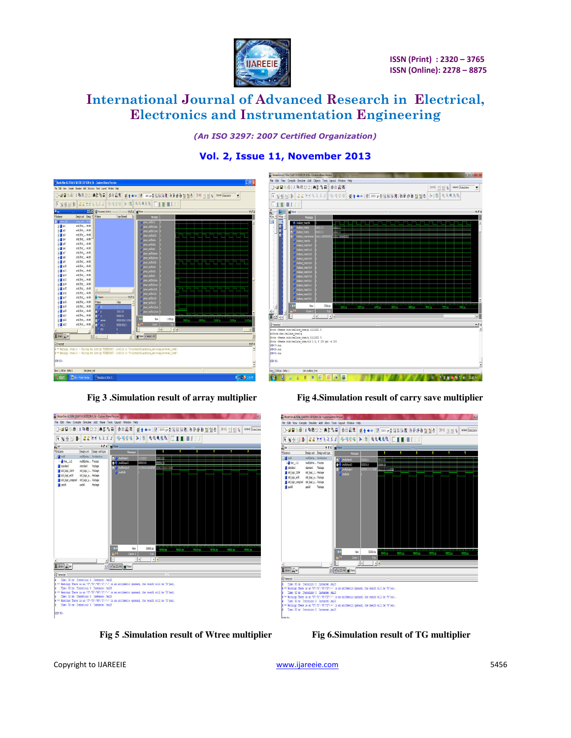Fig 3 .Simulation result of array multiplier

Fig 4.Simulation result of carry save multiplier

Fig 5 .Simulation result of Wtree multiplier

Fig 6.Simulation result of TG multiplier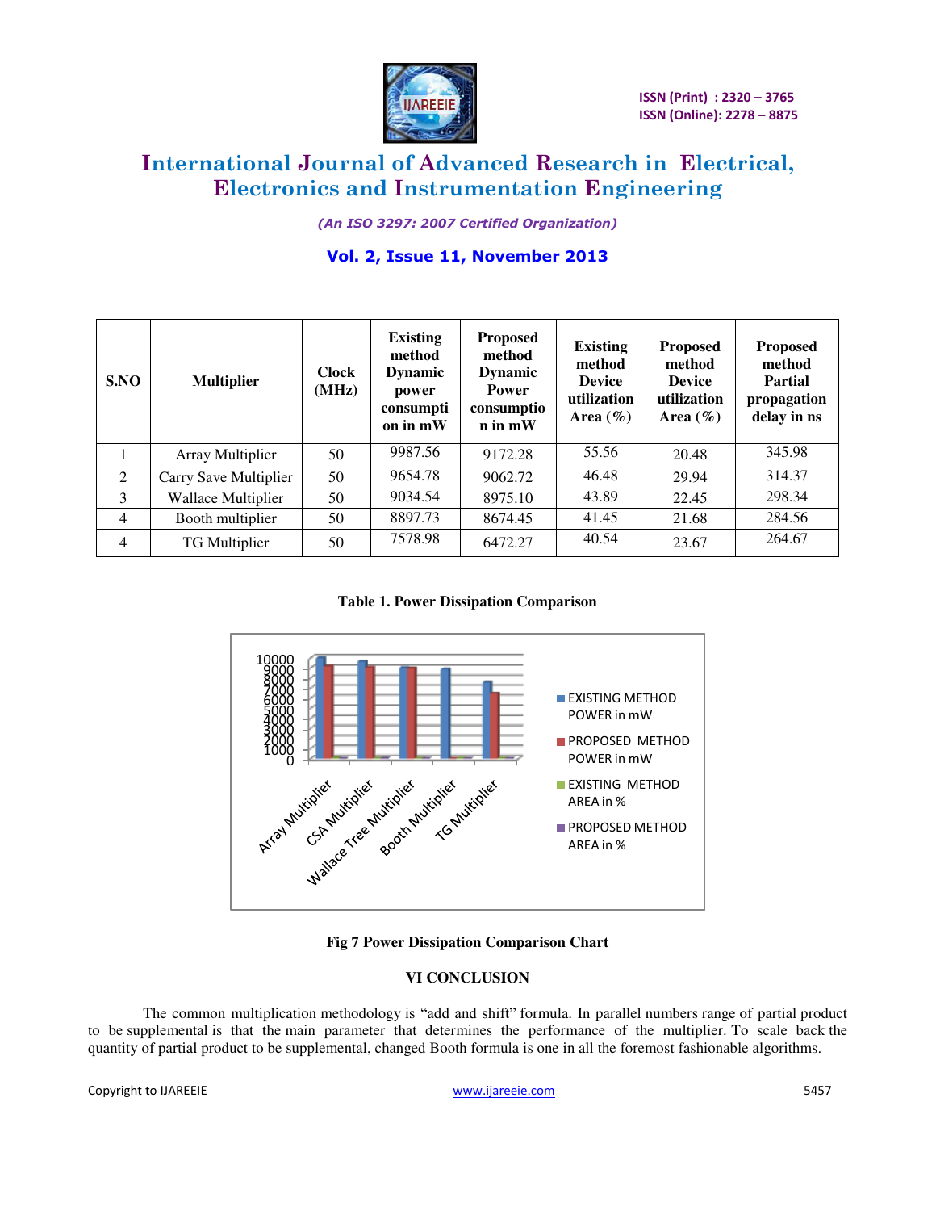| S.NO | Multiplier | Clock (MHz) | Existing method Dynamic power consumption in mW | Proposed method Dynamic Power consumption in mW | Existing method Device utilization Area (%) | Proposed method Device utilization Area (%) | Proposed method Partial propagation delay in ns |
|---|---|---|---|---|---|---|---|
| 1 | Array Multiplier | 50 | 9987.56 | 9172.28 | 55.56 | 20.48 | 345.98 |
| 2 | Carry Save Multiplier | 50 | 9654.78 | 9062.72 | 46.48 | 29.94 | 314.37 |
| 3 | Wallace Multiplier | 50 | 9034.54 | 8975.10 | 43.89 | 22.45 | 298.34 |
| 4 | Booth multiplier | 50 | 8897.73 | 8674.45 | 41.45 | 21.68 | 284.56 |
| 4 | TG Multiplier | 50 | 7578.98 | 6472.27 | 40.54 | 23.67 | 264.67 |

**Table 1. Power Dissipation Comparison**

**Fig 7 Power Dissipation Comparison Chart**

## VI CONCLUSION

The common multiplication methodology is "add and shift" formula. In parallel numbers range of partial product to be supplemental is that the main parameter that determines the performance of the multiplier. To scale back the quantity of partial product to be supplemental, changed Booth formula is one in all the foremost fashionable algorithms.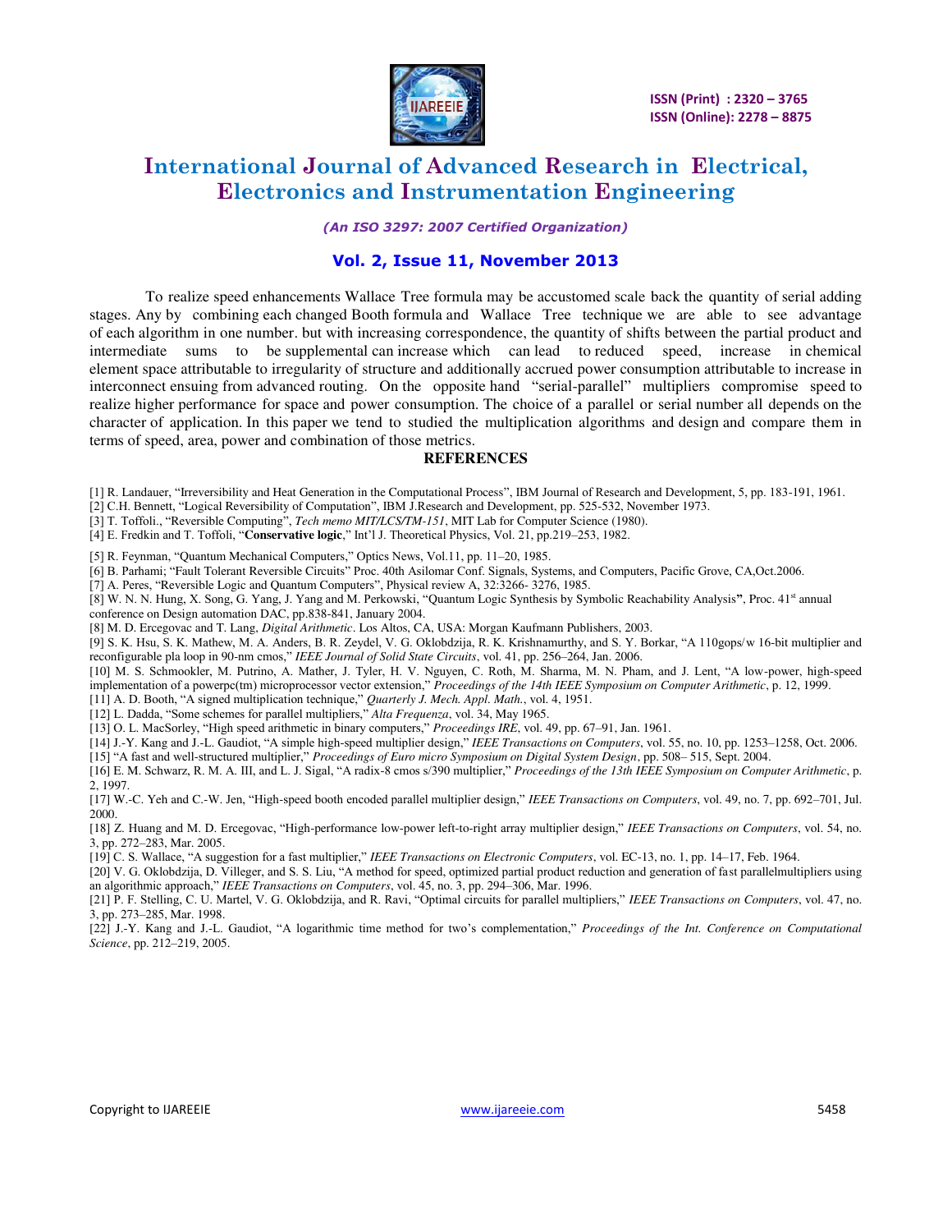To realize speed enhancements Wallace Tree formula may be accustomed scale back the quantity of serial adding stages. Any by combining each changed Booth formula and Wallace Tree technique we are able to see advantage of each algorithm in one number. but with increasing correspondence, the quantity of shifts between the partial product and intermediate sums to be supplemental can increase which can lead to reduced speed, increase in chemical element space attributable to irregularity of structure and additionally accrued power consumption attributable to increase in interconnect ensuing from advanced routing. On the opposite hand "serial-parallel" multipliers compromise speed to realize higher performance for space and power consumption. The choice of a parallel or serial number all depends on the character of application. In this paper we tend to studied the multiplication algorithms and design and compare them in terms of speed, area, power and combination of those metrics.

## REFERENCES

[1] R. Landauer, "Irreversibility and Heat Generation in the Computational Process", IBM Journal of Research and Development, 5, pp. 183-191, 1961.

[2] C.H. Bennett, "Logical Reversibility of Computation", IBM J.Research and Development, pp. 525-532, November 1973.

[3] T. Toffoli., "Reversible Computing", *Tech memo MIT/LCS/TM-151*, MIT Lab for Computer Science (1980).

[4] E. Fredkin and T. Toffoli, "**Conservative logic**," Int'l J. Theoretical Physics, Vol. 21, pp.219–253, 1982.

[5] R. Feynman, "Quantum Mechanical Computers," Optics News, Vol.11, pp. 11–20, 1985.

[6] B. Parhami; "Fault Tolerant Reversible Circuits" Proc. 40th Asilomar Conf. Signals, Systems, and Computers, Pacific Grove, CA,Oct.2006.

[7] A. Peres, "Reversible Logic and Quantum Computers", Physical review A, 32:3266- 3276, 1985.

[8] W. N. N. Hung, X. Song, G. Yang, J. Yang and M. Perkowski, "Quantum Logic Synthesis by Symbolic Reachability Analysis**"**, Proc. 41st annual conference on Design automation DAC, pp.838-841, January 2004.

[8] M. D. Ercegovac and T. Lang, *Digital Arithmetic*. Los Altos, CA, USA: Morgan Kaufmann Publishers, 2003.

[9] S. K. Hsu, S. K. Mathew, M. A. Anders, B. R. Zeydel, V. G. Oklobdzija, R. K. Krishnamurthy, and S. Y. Borkar, "A 110gops/w 16-bit multiplier and reconfigurable pla loop in 90-nm cmos," *IEEE Journal of Solid State Circuits*, vol. 41, pp. 256–264, Jan. 2006.

[10] M. S. Schmookler, M. Putrino, A. Mather, J. Tyler, H. V. Nguyen, C. Roth, M. Sharma, M. N. Pham, and J. Lent, "A low-power, high-speed implementation of a powerpc(tm) microprocessor vector extension," *Proceedings of the 14th IEEE Symposium on Computer Arithmetic*, p. 12, 1999.

[11] A. D. Booth, "A signed multiplication technique," *Quarterly J. Mech. Appl. Math.*, vol. 4, 1951.

[12] L. Dadda, "Some schemes for parallel multipliers," *Alta Frequenza*, vol. 34, May 1965.

[13] O. L. MacSorley, "High speed arithmetic in binary computers," *Proceedings IRE*, vol. 49, pp. 67–91, Jan. 1961.

[14] J.-Y. Kang and J.-L. Gaudiot, "A simple high-speed multiplier design," *IEEE Transactions on Computers*, vol. 55, no. 10, pp. 1253–1258, Oct. 2006.

[15] "A fast and well-structured multiplier," *Proceedings of Euro micro Symposium on Digital System Design*, pp. 508– 515, Sept. 2004.

[16] E. M. Schwarz, R. M. A. III, and L. J. Sigal, "A radix-8 cmos s/390 multiplier," *Proceedings of the 13th IEEE Symposium on Computer Arithmetic*, p. 2, 1997.

[17] W.-C. Yeh and C.-W. Jen, "High-speed booth encoded parallel multiplier design," *IEEE Transactions on Computers*, vol. 49, no. 7, pp. 692–701, Jul. 2000.

[18] Z. Huang and M. D. Ercegovac, "High-performance low-power left-to-right array multiplier design," *IEEE Transactions on Computers*, vol. 54, no. 3, pp. 272–283, Mar. 2005.

[19] C. S. Wallace, "A suggestion for a fast multiplier," *IEEE Transactions on Electronic Computers*, vol. EC-13, no. 1, pp. 14–17, Feb. 1964.

[20] V. G. Oklobdzija, D. Villeger, and S. S. Liu, "A method for speed, optimized partial product reduction and generation of fast parallelmultipliers using an algorithmic approach," *IEEE Transactions on Computers*, vol. 45, no. 3, pp. 294–306, Mar. 1996.

[21] P. F. Stelling, C. U. Martel, V. G. Oklobdzija, and R. Ravi, "Optimal circuits for parallel multipliers," *IEEE Transactions on Computers*, vol. 47, no. 3, pp. 273–285, Mar. 1998.

[22] J.-Y. Kang and J.-L. Gaudiot, "A logarithmic time method for two's complementation," *Proceedings of the Int. Conference on Computational Science*, pp. 212–219, 2005.